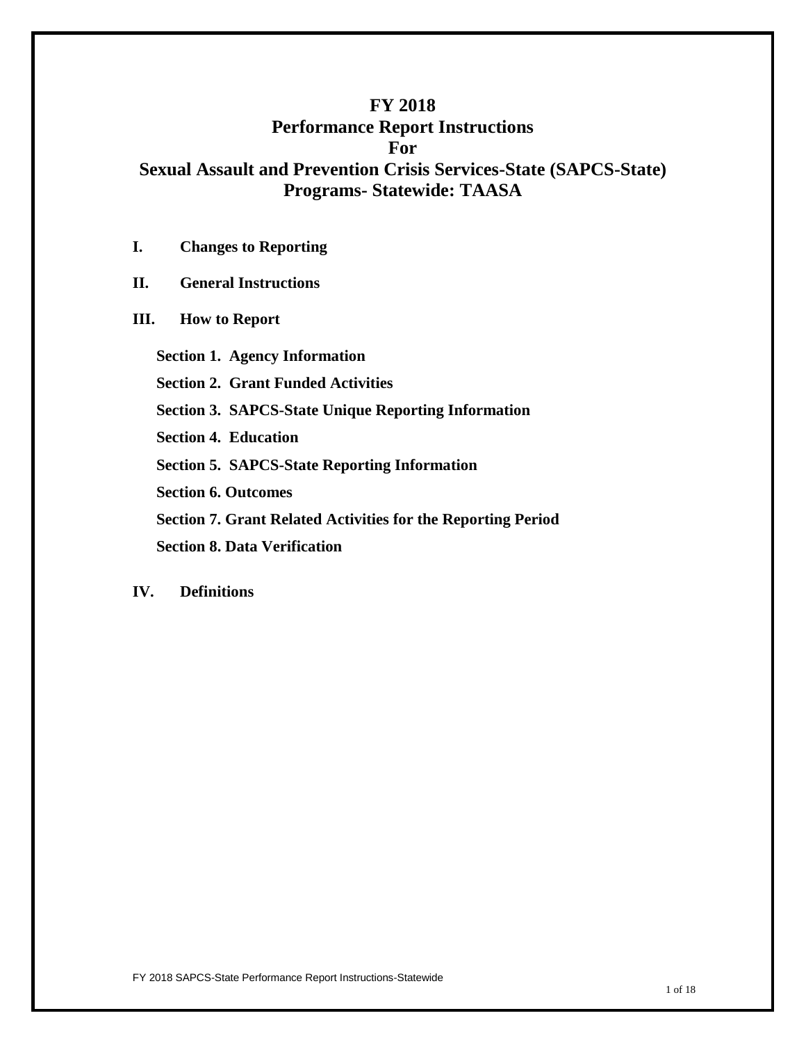# FY 2018
# Performance Report Instructions
# For
# Sexual Assault and Prevention Crisis Services-State (SAPCS-State) Programs- Statewide: TAASA

**I. Changes to Reporting**

**II. General Instructions**

**III. How to Report**

- **Section 1. Agency Information**
- **Section 2. Grant Funded Activities**
- **Section 3. SAPCS-State Unique Reporting Information**
- **Section 4. Education**
- **Section 5. SAPCS-State Reporting Information**
- **Section 6. Outcomes**
- **Section 7. Grant Related Activities for the Reporting Period**
- **Section 8. Data Verification**

**IV. Definitions**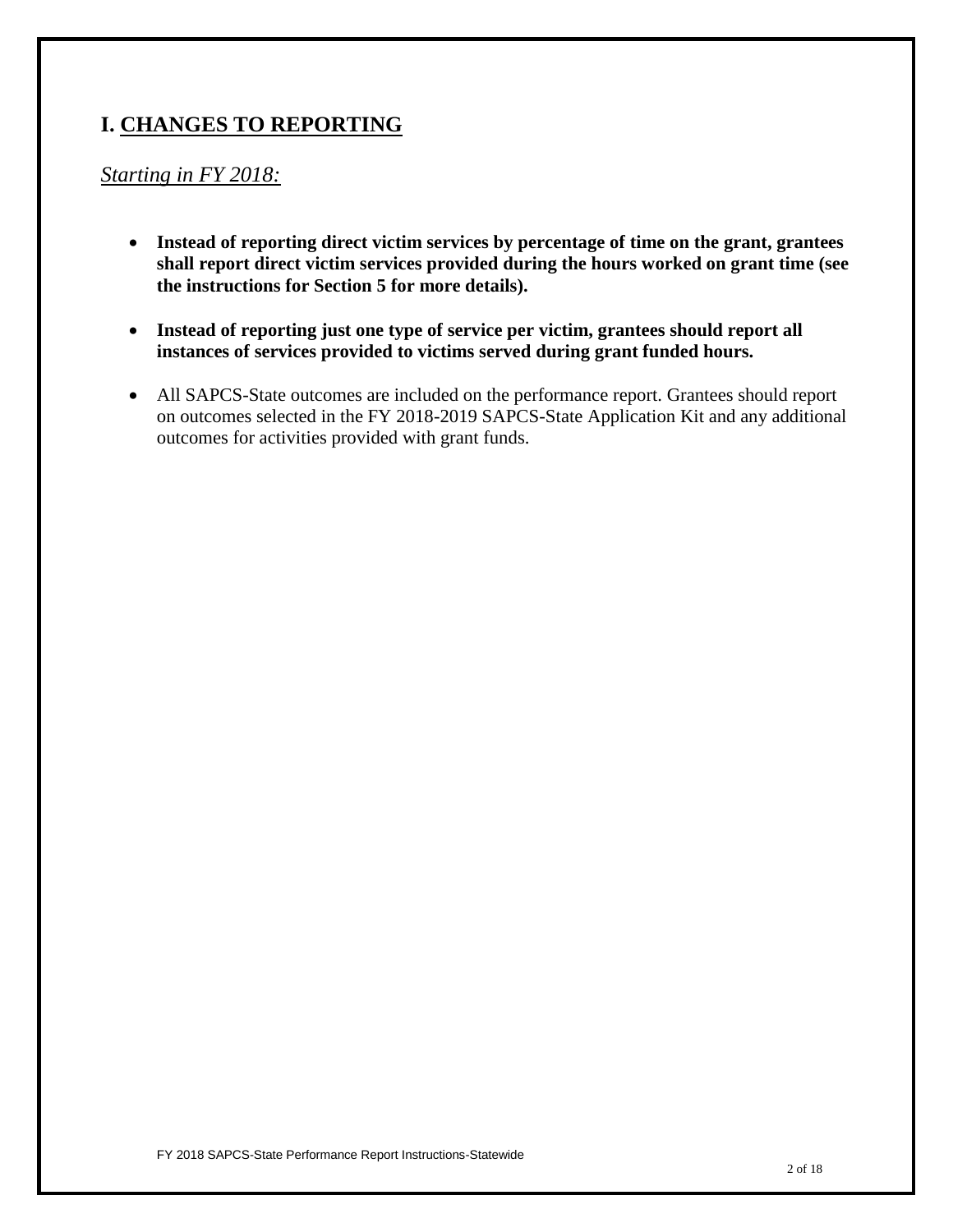## I. CHANGES TO REPORTING

*Starting in FY 2018:*

- **Instead of reporting direct victim services by percentage of time on the grant, grantees shall report direct victim services provided during the hours worked on grant time (see the instructions for Section 5 for more details).**

- **Instead of reporting just one type of service per victim, grantees should report all instances of services provided to victims served during grant funded hours.**

- All SAPCS-State outcomes are included on the performance report. Grantees should report on outcomes selected in the FY 2018-2019 SAPCS-State Application Kit and any additional outcomes for activities provided with grant funds.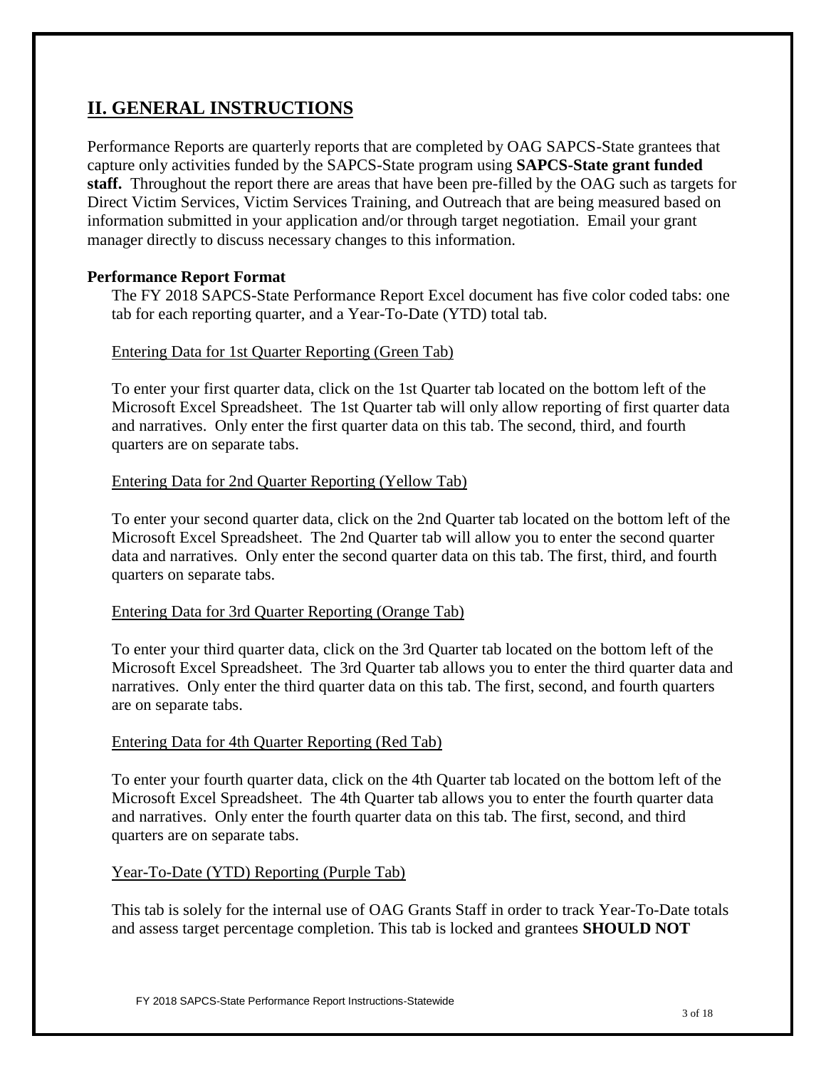## II. GENERAL INSTRUCTIONS

Performance Reports are quarterly reports that are completed by OAG SAPCS-State grantees that capture only activities funded by the SAPCS-State program using **SAPCS-State grant funded staff.** Throughout the report there are areas that have been pre-filled by the OAG such as targets for Direct Victim Services, Victim Services Training, and Outreach that are being measured based on information submitted in your application and/or through target negotiation. Email your grant manager directly to discuss necessary changes to this information.

**Performance Report Format**

The FY 2018 SAPCS-State Performance Report Excel document has five color coded tabs: one tab for each reporting quarter, and a Year-To-Date (YTD) total tab.

<u>Entering Data for 1st Quarter Reporting (Green Tab)</u>

To enter your first quarter data, click on the 1st Quarter tab located on the bottom left of the Microsoft Excel Spreadsheet. The 1st Quarter tab will only allow reporting of first quarter data and narratives. Only enter the first quarter data on this tab. The second, third, and fourth quarters are on separate tabs.

<u>Entering Data for 2nd Quarter Reporting (Yellow Tab)</u>

To enter your second quarter data, click on the 2nd Quarter tab located on the bottom left of the Microsoft Excel Spreadsheet. The 2nd Quarter tab will allow you to enter the second quarter data and narratives. Only enter the second quarter data on this tab. The first, third, and fourth quarters on separate tabs.

<u>Entering Data for 3rd Quarter Reporting (Orange Tab)</u>

To enter your third quarter data, click on the 3rd Quarter tab located on the bottom left of the Microsoft Excel Spreadsheet. The 3rd Quarter tab allows you to enter the third quarter data and narratives. Only enter the third quarter data on this tab. The first, second, and fourth quarters are on separate tabs.

<u>Entering Data for 4th Quarter Reporting (Red Tab)</u>

To enter your fourth quarter data, click on the 4th Quarter tab located on the bottom left of the Microsoft Excel Spreadsheet. The 4th Quarter tab allows you to enter the fourth quarter data and narratives. Only enter the fourth quarter data on this tab. The first, second, and third quarters are on separate tabs.

<u>Year-To-Date (YTD) Reporting (Purple Tab)</u>

This tab is solely for the internal use of OAG Grants Staff in order to track Year-To-Date totals and assess target percentage completion. This tab is locked and grantees **SHOULD NOT**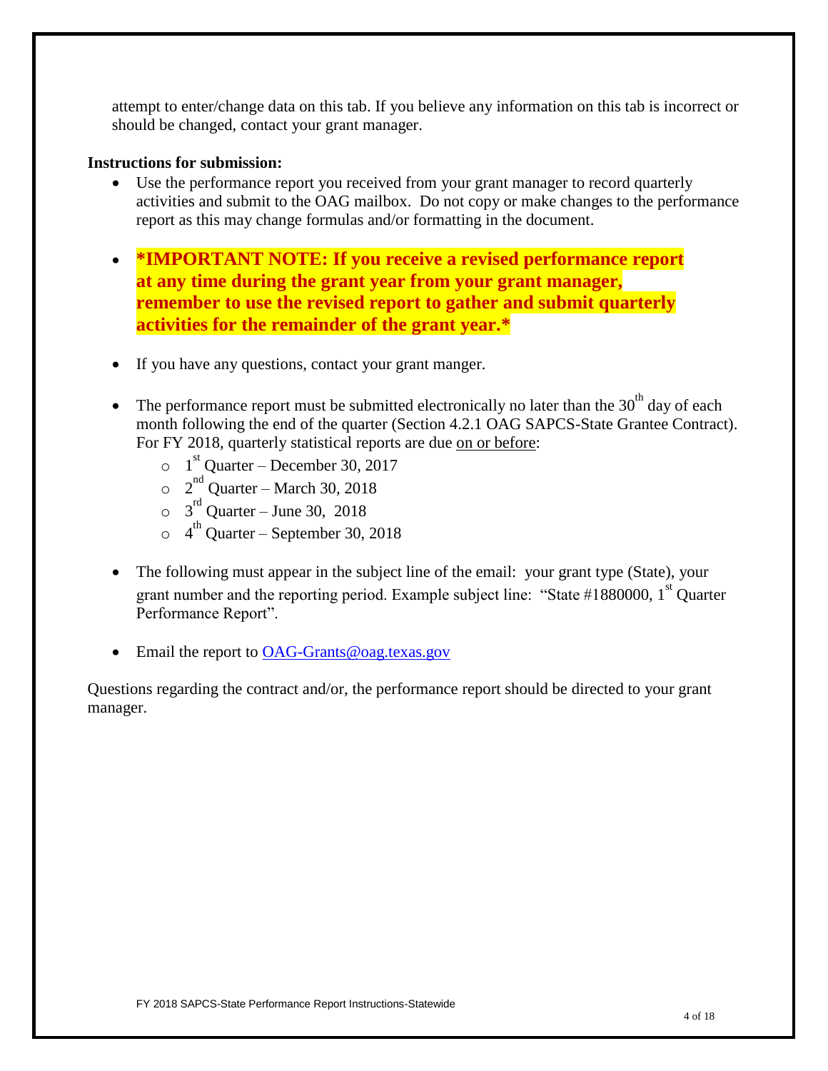attempt to enter/change data on this tab. If you believe any information on this tab is incorrect or should be changed, contact your grant manager.

**Instructions for submission:**

- Use the performance report you received from your grant manager to record quarterly activities and submit to the OAG mailbox. Do not copy or make changes to the performance report as this may change formulas and/or formatting in the document.

- ***IMPORTANT NOTE: If you receive a revised performance report at any time during the grant year from your grant manager, remember to use the revised report to gather and submit quarterly activities for the remainder of the grant year.***

- If you have any questions, contact your grant manger.

- The performance report must be submitted electronically no later than the 30th day of each month following the end of the quarter (Section 4.2.1 OAG SAPCS-State Grantee Contract). For FY 2018, quarterly statistical reports are due on or before:
  - 1st Quarter – December 30, 2017
  - 2nd Quarter – March 30, 2018
  - 3rd Quarter – June 30, 2018
  - 4th Quarter – September 30, 2018

- The following must appear in the subject line of the email: your grant type (State), your grant number and the reporting period. Example subject line: "State #1880000, 1st Quarter Performance Report".

- Email the report to OAG-Grants@oag.texas.gov

Questions regarding the contract and/or, the performance report should be directed to your grant manager.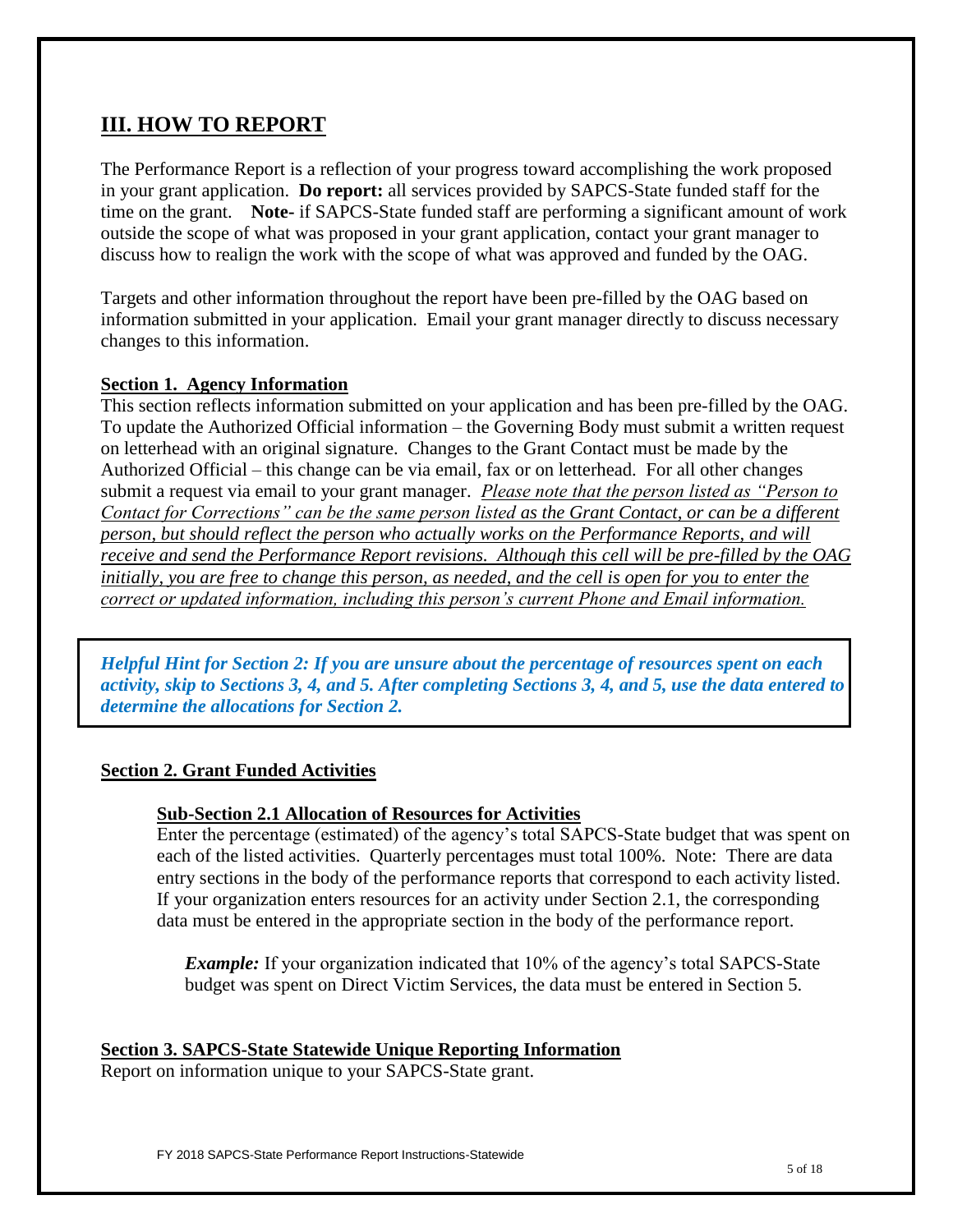## III. HOW TO REPORT

The Performance Report is a reflection of your progress toward accomplishing the work proposed in your grant application. **Do report:** all services provided by SAPCS-State funded staff for the time on the grant. **Note-** if SAPCS-State funded staff are performing a significant amount of work outside the scope of what was proposed in your grant application, contact your grant manager to discuss how to realign the work with the scope of what was approved and funded by the OAG.

Targets and other information throughout the report have been pre-filled by the OAG based on information submitted in your application. Email your grant manager directly to discuss necessary changes to this information.

### Section 1. Agency Information

This section reflects information submitted on your application and has been pre-filled by the OAG. To update the Authorized Official information – the Governing Body must submit a written request on letterhead with an original signature. Changes to the Grant Contact must be made by the Authorized Official – this change can be via email, fax or on letterhead. For all other changes submit a request via email to your grant manager. *Please note that the person listed as "Person to Contact for Corrections" can be the same person listed as the Grant Contact, or can be a different person, but should reflect the person who actually works on the Performance Reports, and will receive and send the Performance Report revisions. Although this cell will be pre-filled by the OAG initially, you are free to change this person, as needed, and the cell is open for you to enter the correct or updated information, including this person's current Phone and Email information.*

***Helpful Hint for Section 2: If you are unsure about the percentage of resources spent on each activity, skip to Sections 3, 4, and 5. After completing Sections 3, 4, and 5, use the data entered to determine the allocations for Section 2.***

### Section 2. Grant Funded Activities

#### Sub-Section 2.1 Allocation of Resources for Activities

Enter the percentage (estimated) of the agency's total SAPCS-State budget that was spent on each of the listed activities. Quarterly percentages must total 100%. Note: There are data entry sections in the body of the performance reports that correspond to each activity listed. If your organization enters resources for an activity under Section 2.1, the corresponding data must be entered in the appropriate section in the body of the performance report.

***Example:*** If your organization indicated that 10% of the agency's total SAPCS-State budget was spent on Direct Victim Services, the data must be entered in Section 5.

### Section 3. SAPCS-State Statewide Unique Reporting Information

Report on information unique to your SAPCS-State grant.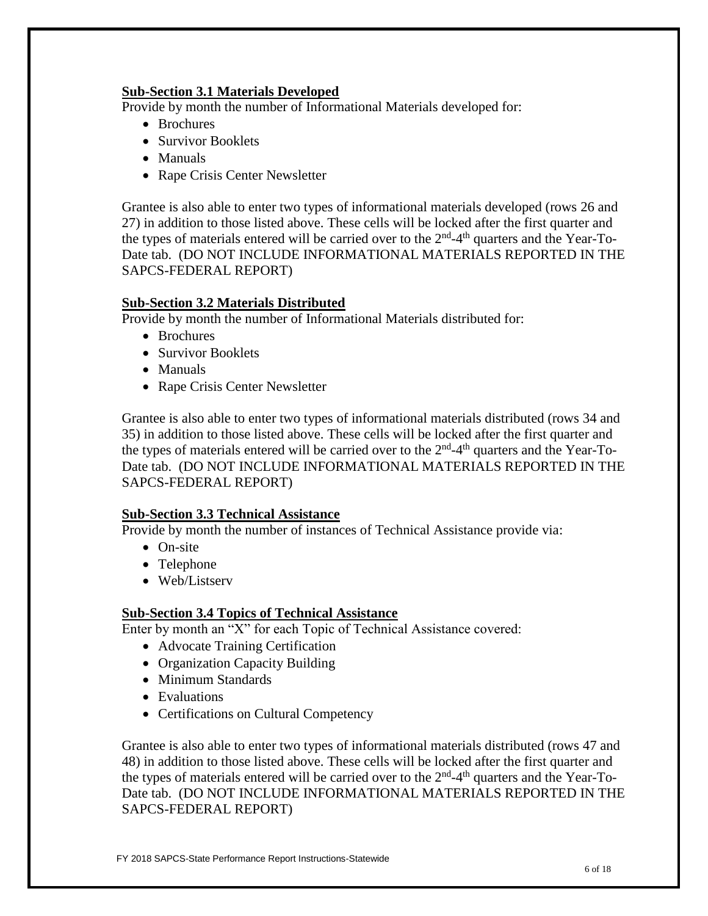**Sub-Section 3.1 Materials Developed**

Provide by month the number of Informational Materials developed for:

- Brochures
- Survivor Booklets
- Manuals
- Rape Crisis Center Newsletter

Grantee is also able to enter two types of informational materials developed (rows 26 and 27) in addition to those listed above. These cells will be locked after the first quarter and the types of materials entered will be carried over to the 2nd-4th quarters and the Year-To-Date tab. (DO NOT INCLUDE INFORMATIONAL MATERIALS REPORTED IN THE SAPCS-FEDERAL REPORT)

**Sub-Section 3.2 Materials Distributed**

Provide by month the number of Informational Materials distributed for:

- Brochures
- Survivor Booklets
- Manuals
- Rape Crisis Center Newsletter

Grantee is also able to enter two types of informational materials distributed (rows 34 and 35) in addition to those listed above. These cells will be locked after the first quarter and the types of materials entered will be carried over to the 2nd-4th quarters and the Year-To-Date tab. (DO NOT INCLUDE INFORMATIONAL MATERIALS REPORTED IN THE SAPCS-FEDERAL REPORT)

**Sub-Section 3.3 Technical Assistance**

Provide by month the number of instances of Technical Assistance provide via:

- On-site
- Telephone
- Web/Listserv

**Sub-Section 3.4 Topics of Technical Assistance**

Enter by month an "X" for each Topic of Technical Assistance covered:

- Advocate Training Certification
- Organization Capacity Building
- Minimum Standards
- Evaluations
- Certifications on Cultural Competency

Grantee is also able to enter two types of informational materials distributed (rows 47 and 48) in addition to those listed above. These cells will be locked after the first quarter and the types of materials entered will be carried over to the 2nd-4th quarters and the Year-To-Date tab. (DO NOT INCLUDE INFORMATIONAL MATERIALS REPORTED IN THE SAPCS-FEDERAL REPORT)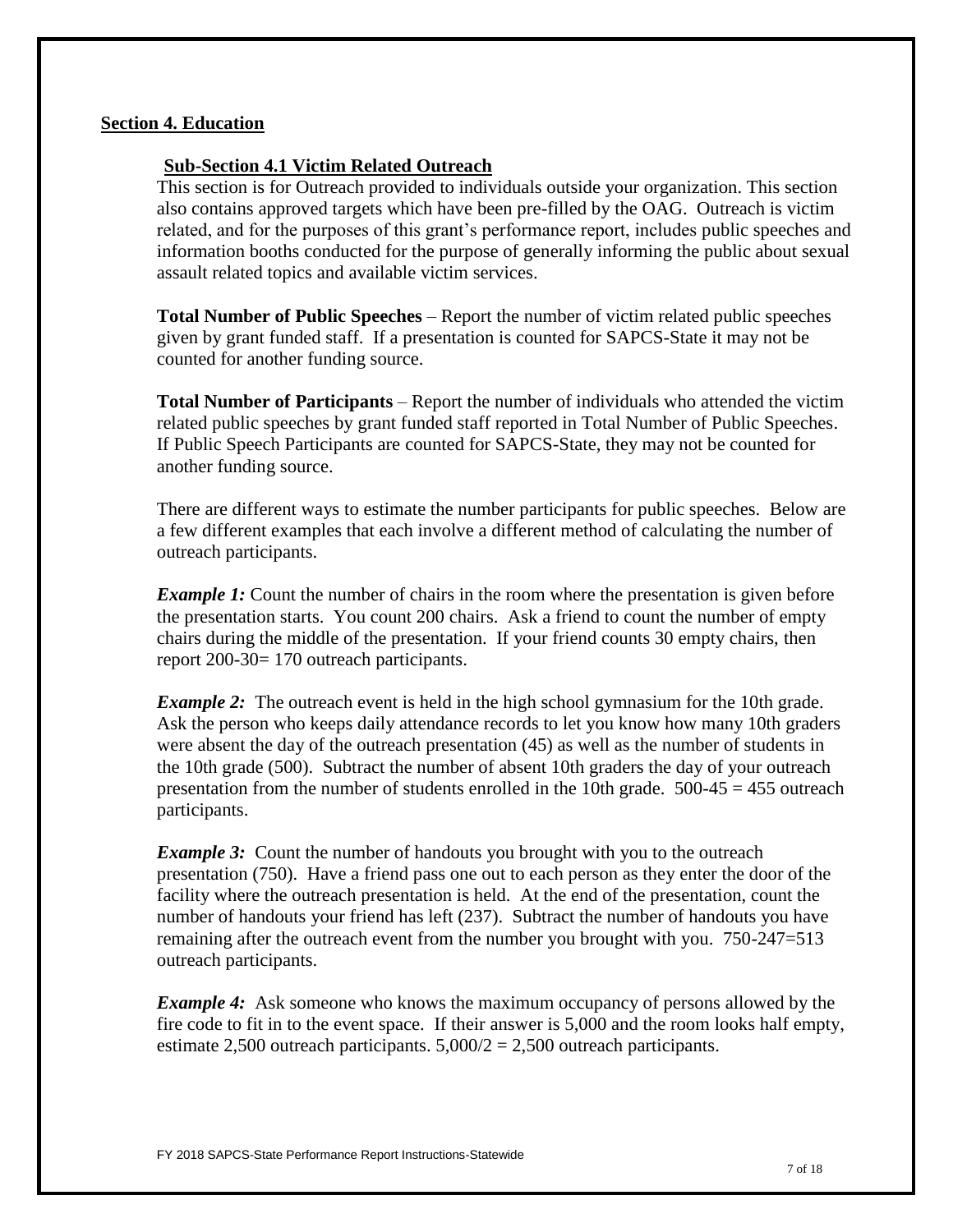## Section 4. Education

### Sub-Section 4.1 Victim Related Outreach

This section is for Outreach provided to individuals outside your organization. This section also contains approved targets which have been pre-filled by the OAG. Outreach is victim related, and for the purposes of this grant's performance report, includes public speeches and information booths conducted for the purpose of generally informing the public about sexual assault related topics and available victim services.

**Total Number of Public Speeches** – Report the number of victim related public speeches given by grant funded staff. If a presentation is counted for SAPCS-State it may not be counted for another funding source.

**Total Number of Participants** – Report the number of individuals who attended the victim related public speeches by grant funded staff reported in Total Number of Public Speeches. If Public Speech Participants are counted for SAPCS-State, they may not be counted for another funding source.

There are different ways to estimate the number participants for public speeches. Below are a few different examples that each involve a different method of calculating the number of outreach participants.

***Example 1:*** Count the number of chairs in the room where the presentation is given before the presentation starts. You count 200 chairs. Ask a friend to count the number of empty chairs during the middle of the presentation. If your friend counts 30 empty chairs, then report 200-30= 170 outreach participants.

***Example 2:*** The outreach event is held in the high school gymnasium for the 10th grade. Ask the person who keeps daily attendance records to let you know how many 10th graders were absent the day of the outreach presentation (45) as well as the number of students in the 10th grade (500). Subtract the number of absent 10th graders the day of your outreach presentation from the number of students enrolled in the 10th grade. 500-45 = 455 outreach participants.

***Example 3:*** Count the number of handouts you brought with you to the outreach presentation (750). Have a friend pass one out to each person as they enter the door of the facility where the outreach presentation is held. At the end of the presentation, count the number of handouts your friend has left (237). Subtract the number of handouts you have remaining after the outreach event from the number you brought with you. 750-247=513 outreach participants.

***Example 4:*** Ask someone who knows the maximum occupancy of persons allowed by the fire code to fit in to the event space. If their answer is 5,000 and the room looks half empty, estimate 2,500 outreach participants. 5,000/2 = 2,500 outreach participants.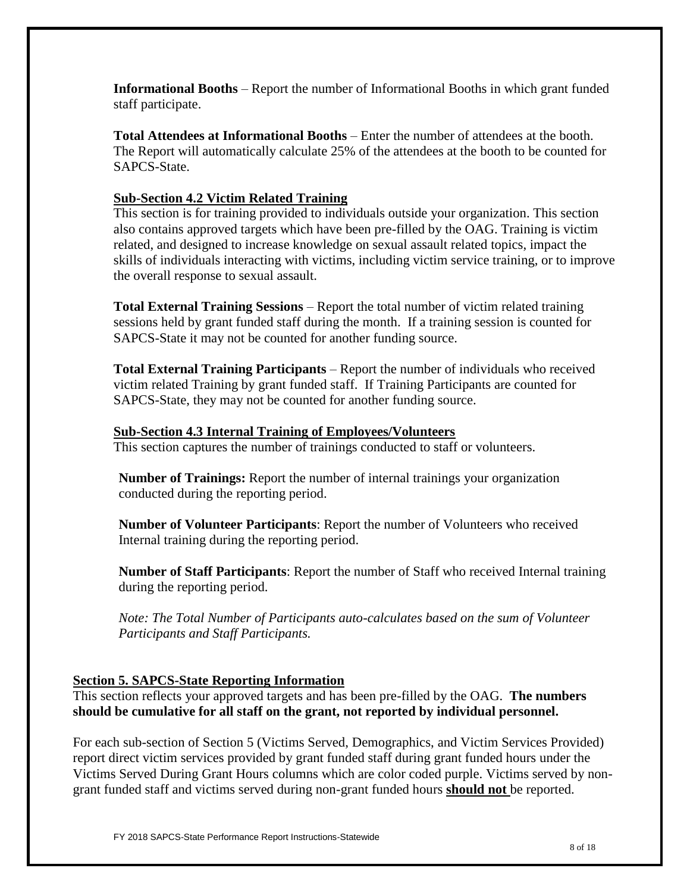**Informational Booths** – Report the number of Informational Booths in which grant funded staff participate.

**Total Attendees at Informational Booths** – Enter the number of attendees at the booth. The Report will automatically calculate 25% of the attendees at the booth to be counted for SAPCS-State.

**Sub-Section 4.2 Victim Related Training**

This section is for training provided to individuals outside your organization. This section also contains approved targets which have been pre-filled by the OAG. Training is victim related, and designed to increase knowledge on sexual assault related topics, impact the skills of individuals interacting with victims, including victim service training, or to improve the overall response to sexual assault.

**Total External Training Sessions** – Report the total number of victim related training sessions held by grant funded staff during the month. If a training session is counted for SAPCS-State it may not be counted for another funding source.

**Total External Training Participants** – Report the number of individuals who received victim related Training by grant funded staff. If Training Participants are counted for SAPCS-State, they may not be counted for another funding source.

**Sub-Section 4.3 Internal Training of Employees/Volunteers**

This section captures the number of trainings conducted to staff or volunteers.

**Number of Trainings:** Report the number of internal trainings your organization conducted during the reporting period.

**Number of Volunteer Participants**: Report the number of Volunteers who received Internal training during the reporting period.

**Number of Staff Participants**: Report the number of Staff who received Internal training during the reporting period.

*Note: The Total Number of Participants auto-calculates based on the sum of Volunteer Participants and Staff Participants.*

**Section 5. SAPCS-State Reporting Information**

This section reflects your approved targets and has been pre-filled by the OAG. **The numbers should be cumulative for all staff on the grant, not reported by individual personnel.**

For each sub-section of Section 5 (Victims Served, Demographics, and Victim Services Provided) report direct victim services provided by grant funded staff during grant funded hours under the Victims Served During Grant Hours columns which are color coded purple. Victims served by non-grant funded staff and victims served during non-grant funded hours **should not** be reported.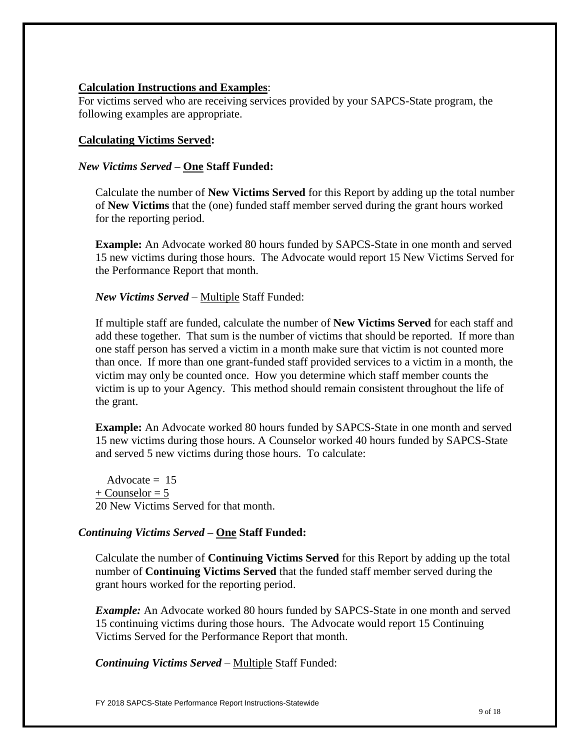**<u>Calculation Instructions and Examples</u>**:
For victims served who are receiving services provided by your SAPCS-State program, the following examples are appropriate.

**<u>Calculating Victims Served</u>:**

***New Victims Served* – <u>One</u> Staff Funded:**

Calculate the number of **New Victims Served** for this Report by adding up the total number of **New Victims** that the (one) funded staff member served during the grant hours worked for the reporting period.

**Example:** An Advocate worked 80 hours funded by SAPCS-State in one month and served 15 new victims during those hours. The Advocate would report 15 New Victims Served for the Performance Report that month.

***New Victims Served*** – <u>Multiple</u> Staff Funded:

If multiple staff are funded, calculate the number of **New Victims Served** for each staff and add these together. That sum is the number of victims that should be reported. If more than one staff person has served a victim in a month make sure that victim is not counted more than once. If more than one grant-funded staff provided services to a victim in a month, the victim may only be counted once. How you determine which staff member counts the victim is up to your Agency. This method should remain consistent throughout the life of the grant.

**Example:** An Advocate worked 80 hours funded by SAPCS-State in one month and served 15 new victims during those hours. A Counselor worked 40 hours funded by SAPCS-State and served 5 new victims during those hours. To calculate:

Advocate = 15
<u>+ Counselor = 5</u>
20 New Victims Served for that month.

***Continuing Victims Served* – <u>One</u> Staff Funded:**

Calculate the number of **Continuing Victims Served** for this Report by adding up the total number of **Continuing Victims Served** that the funded staff member served during the grant hours worked for the reporting period.

***Example:*** An Advocate worked 80 hours funded by SAPCS-State in one month and served 15 continuing victims during those hours. The Advocate would report 15 Continuing Victims Served for the Performance Report that month.

***Continuing Victims Served*** – <u>Multiple</u> Staff Funded: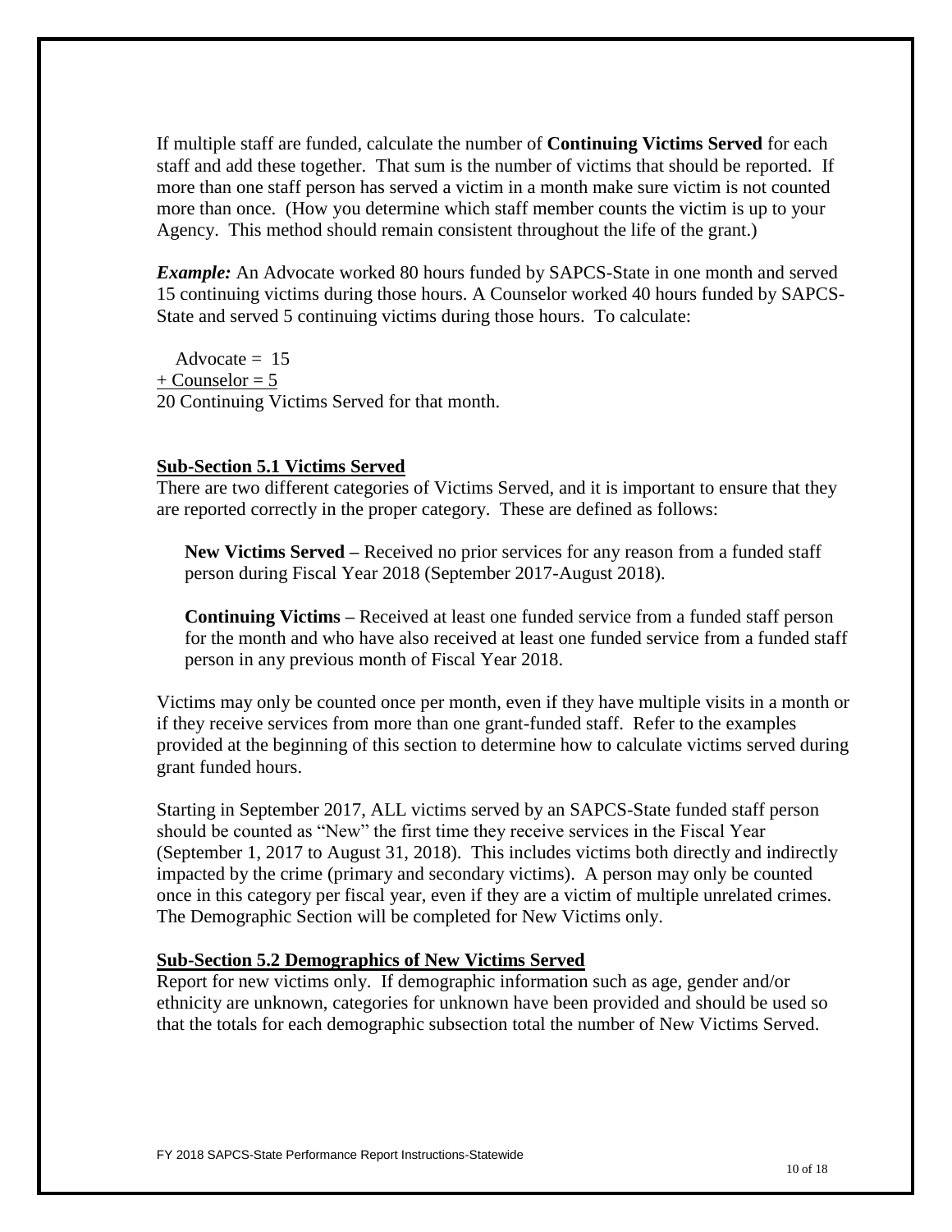If multiple staff are funded, calculate the number of **Continuing Victims Served** for each staff and add these together. That sum is the number of victims that should be reported. If more than one staff person has served a victim in a month make sure victim is not counted more than once. (How you determine which staff member counts the victim is up to your Agency. This method should remain consistent throughout the life of the grant.)

***Example:*** An Advocate worked 80 hours funded by SAPCS-State in one month and served 15 continuing victims during those hours. A Counselor worked 40 hours funded by SAPCS-State and served 5 continuing victims during those hours. To calculate:

Advocate = 15
<u>+ Counselor = 5</u>
20 Continuing Victims Served for that month.

## Sub-Section 5.1 Victims Served

There are two different categories of Victims Served, and it is important to ensure that they are reported correctly in the proper category. These are defined as follows:

**New Victims Served –** Received no prior services for any reason from a funded staff person during Fiscal Year 2018 (September 2017-August 2018).

**Continuing Victims –** Received at least one funded service from a funded staff person for the month and who have also received at least one funded service from a funded staff person in any previous month of Fiscal Year 2018.

Victims may only be counted once per month, even if they have multiple visits in a month or if they receive services from more than one grant-funded staff. Refer to the examples provided at the beginning of this section to determine how to calculate victims served during grant funded hours.

Starting in September 2017, ALL victims served by an SAPCS-State funded staff person should be counted as "New" the first time they receive services in the Fiscal Year (September 1, 2017 to August 31, 2018). This includes victims both directly and indirectly impacted by the crime (primary and secondary victims). A person may only be counted once in this category per fiscal year, even if they are a victim of multiple unrelated crimes. The Demographic Section will be completed for New Victims only.

## Sub-Section 5.2 Demographics of New Victims Served

Report for new victims only. If demographic information such as age, gender and/or ethnicity are unknown, categories for unknown have been provided and should be used so that the totals for each demographic subsection total the number of New Victims Served.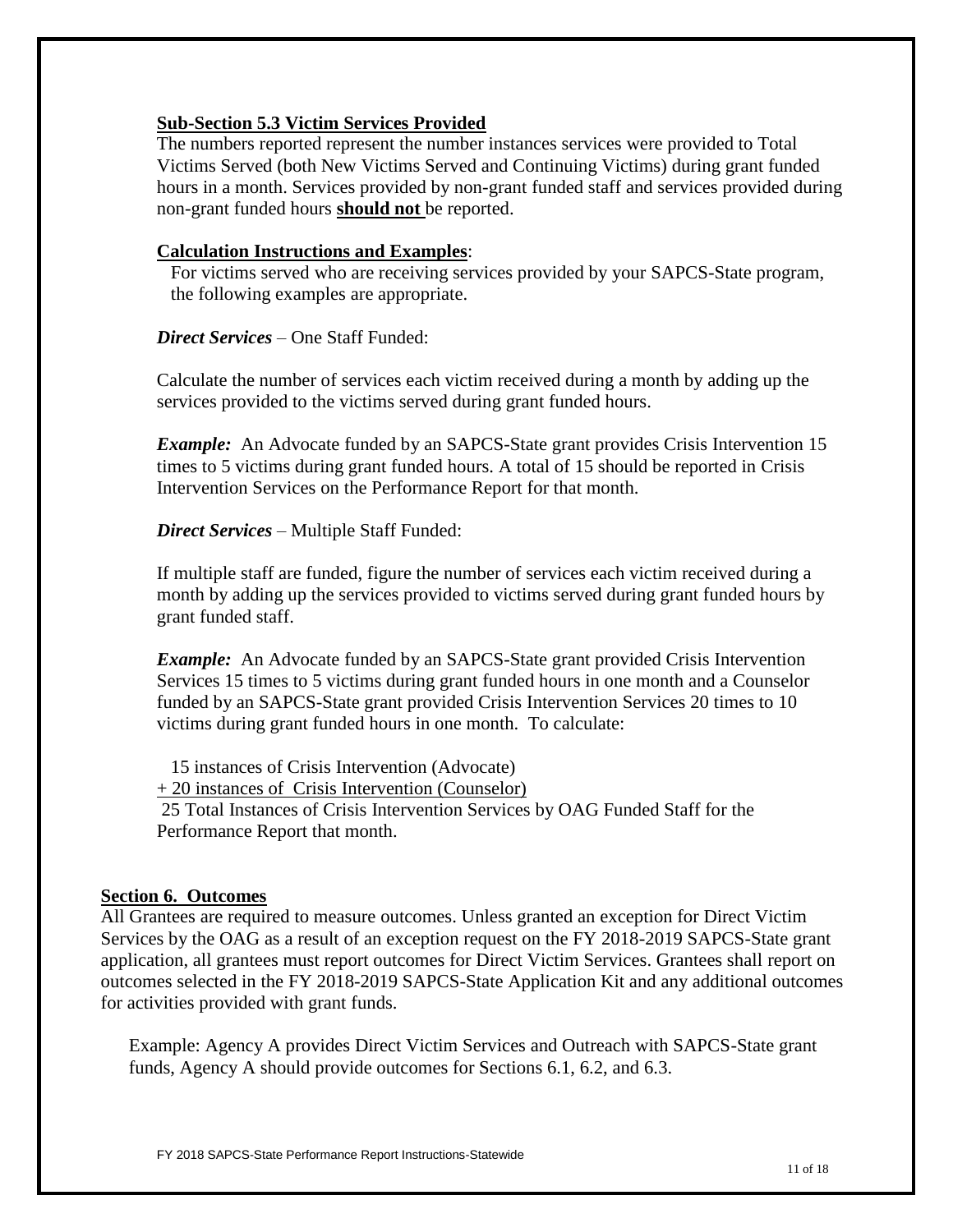### Sub-Section 5.3 Victim Services Provided

The numbers reported represent the number instances services were provided to Total Victims Served (both New Victims Served and Continuing Victims) during grant funded hours in a month. Services provided by non-grant funded staff and services provided during non-grant funded hours **should not** be reported.

**Calculation Instructions and Examples**:

For victims served who are receiving services provided by your SAPCS-State program, the following examples are appropriate.

***Direct Services*** – One Staff Funded:

Calculate the number of services each victim received during a month by adding up the services provided to the victims served during grant funded hours.

***Example:*** An Advocate funded by an SAPCS-State grant provides Crisis Intervention 15 times to 5 victims during grant funded hours. A total of 15 should be reported in Crisis Intervention Services on the Performance Report for that month.

***Direct Services*** – Multiple Staff Funded:

If multiple staff are funded, figure the number of services each victim received during a month by adding up the services provided to victims served during grant funded hours by grant funded staff.

***Example:*** An Advocate funded by an SAPCS-State grant provided Crisis Intervention Services 15 times to 5 victims during grant funded hours in one month and a Counselor funded by an SAPCS-State grant provided Crisis Intervention Services 20 times to 10 victims during grant funded hours in one month. To calculate:

15 instances of Crisis Intervention (Advocate)
+ 20 instances of Crisis Intervention (Counselor)
25 Total Instances of Crisis Intervention Services by OAG Funded Staff for the Performance Report that month.

## Section 6. Outcomes

All Grantees are required to measure outcomes. Unless granted an exception for Direct Victim Services by the OAG as a result of an exception request on the FY 2018-2019 SAPCS-State grant application, all grantees must report outcomes for Direct Victim Services. Grantees shall report on outcomes selected in the FY 2018-2019 SAPCS-State Application Kit and any additional outcomes for activities provided with grant funds.

Example: Agency A provides Direct Victim Services and Outreach with SAPCS-State grant funds, Agency A should provide outcomes for Sections 6.1, 6.2, and 6.3.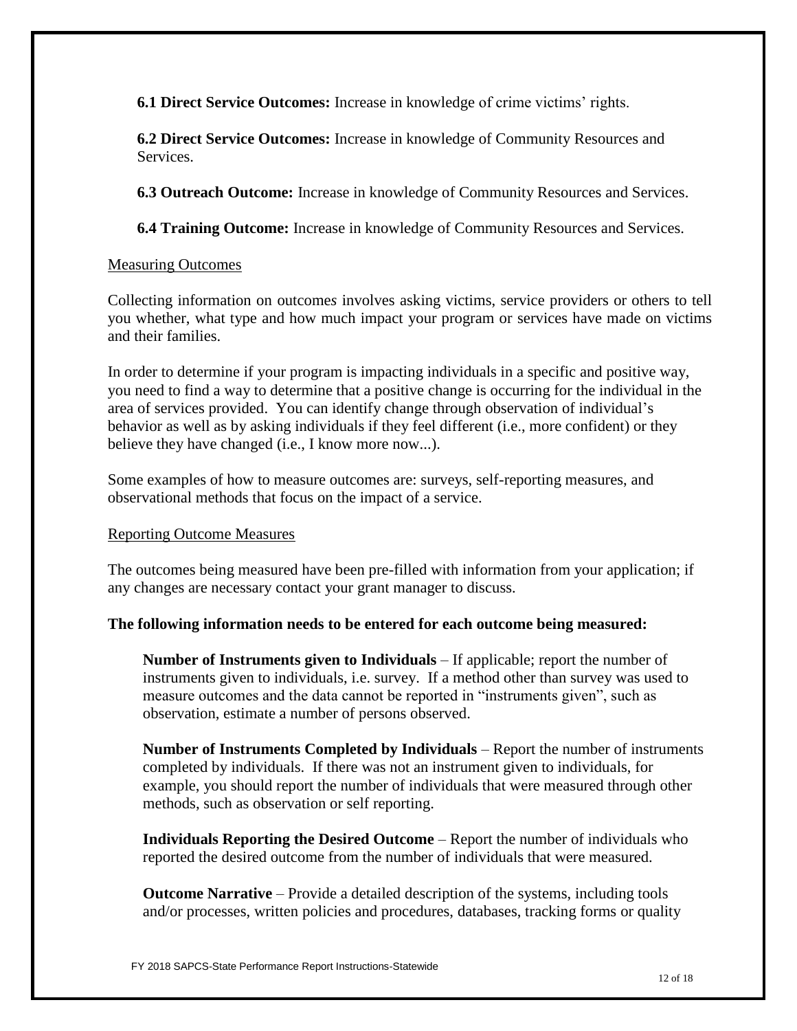**6.1 Direct Service Outcomes:** Increase in knowledge of crime victims' rights.

**6.2 Direct Service Outcomes:** Increase in knowledge of Community Resources and Services.

**6.3 Outreach Outcome:** Increase in knowledge of Community Resources and Services.

**6.4 Training Outcome:** Increase in knowledge of Community Resources and Services.

<u>Measuring Outcomes</u>

Collecting information on outcomes involves asking victims, service providers or others to tell you whether, what type and how much impact your program or services have made on victims and their families.

In order to determine if your program is impacting individuals in a specific and positive way, you need to find a way to determine that a positive change is occurring for the individual in the area of services provided. You can identify change through observation of individual's behavior as well as by asking individuals if they feel different (i.e., more confident) or they believe they have changed (i.e., I know more now...).

Some examples of how to measure outcomes are: surveys, self-reporting measures, and observational methods that focus on the impact of a service.

<u>Reporting Outcome Measures</u>

The outcomes being measured have been pre-filled with information from your application; if any changes are necessary contact your grant manager to discuss.

**The following information needs to be entered for each outcome being measured:**

**Number of Instruments given to Individuals** – If applicable; report the number of instruments given to individuals, i.e. survey. If a method other than survey was used to measure outcomes and the data cannot be reported in "instruments given", such as observation, estimate a number of persons observed.

**Number of Instruments Completed by Individuals** – Report the number of instruments completed by individuals. If there was not an instrument given to individuals, for example, you should report the number of individuals that were measured through other methods, such as observation or self reporting.

**Individuals Reporting the Desired Outcome** – Report the number of individuals who reported the desired outcome from the number of individuals that were measured.

**Outcome Narrative** – Provide a detailed description of the systems, including tools and/or processes, written policies and procedures, databases, tracking forms or quality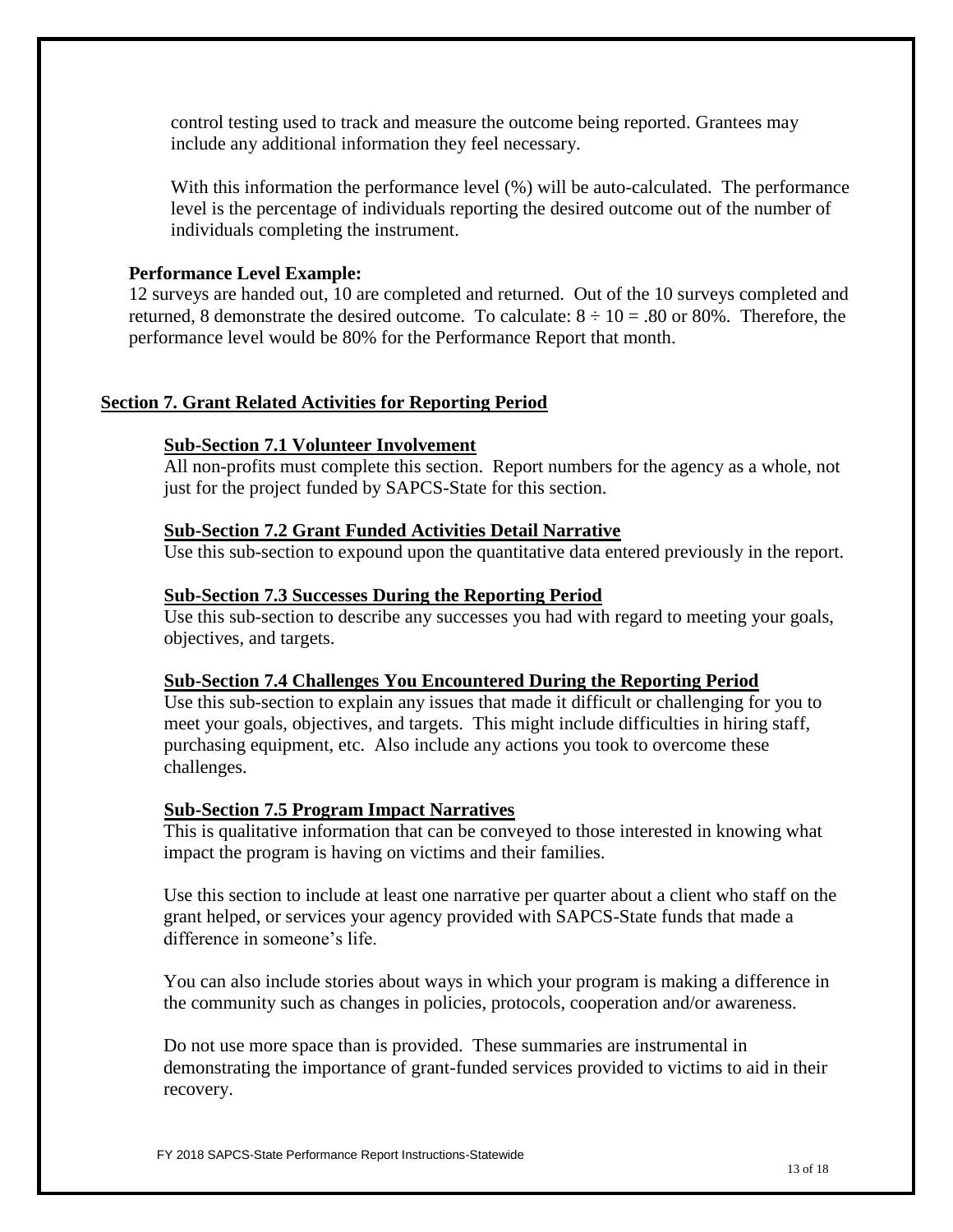control testing used to track and measure the outcome being reported. Grantees may include any additional information they feel necessary.

With this information the performance level (%) will be auto-calculated. The performance level is the percentage of individuals reporting the desired outcome out of the number of individuals completing the instrument.

**Performance Level Example:**

12 surveys are handed out, 10 are completed and returned. Out of the 10 surveys completed and returned, 8 demonstrate the desired outcome. To calculate: $8 \div 10 = .80$ or 80%. Therefore, the performance level would be 80% for the Performance Report that month.

## Section 7. Grant Related Activities for Reporting Period

### Sub-Section 7.1 Volunteer Involvement

All non-profits must complete this section. Report numbers for the agency as a whole, not just for the project funded by SAPCS-State for this section.

### Sub-Section 7.2 Grant Funded Activities Detail Narrative

Use this sub-section to expound upon the quantitative data entered previously in the report.

### Sub-Section 7.3 Successes During the Reporting Period

Use this sub-section to describe any successes you had with regard to meeting your goals, objectives, and targets.

### Sub-Section 7.4 Challenges You Encountered During the Reporting Period

Use this sub-section to explain any issues that made it difficult or challenging for you to meet your goals, objectives, and targets. This might include difficulties in hiring staff, purchasing equipment, etc. Also include any actions you took to overcome these challenges.

### Sub-Section 7.5 Program Impact Narratives

This is qualitative information that can be conveyed to those interested in knowing what impact the program is having on victims and their families.

Use this section to include at least one narrative per quarter about a client who staff on the grant helped, or services your agency provided with SAPCS-State funds that made a difference in someone's life.

You can also include stories about ways in which your program is making a difference in the community such as changes in policies, protocols, cooperation and/or awareness.

Do not use more space than is provided. These summaries are instrumental in demonstrating the importance of grant-funded services provided to victims to aid in their recovery.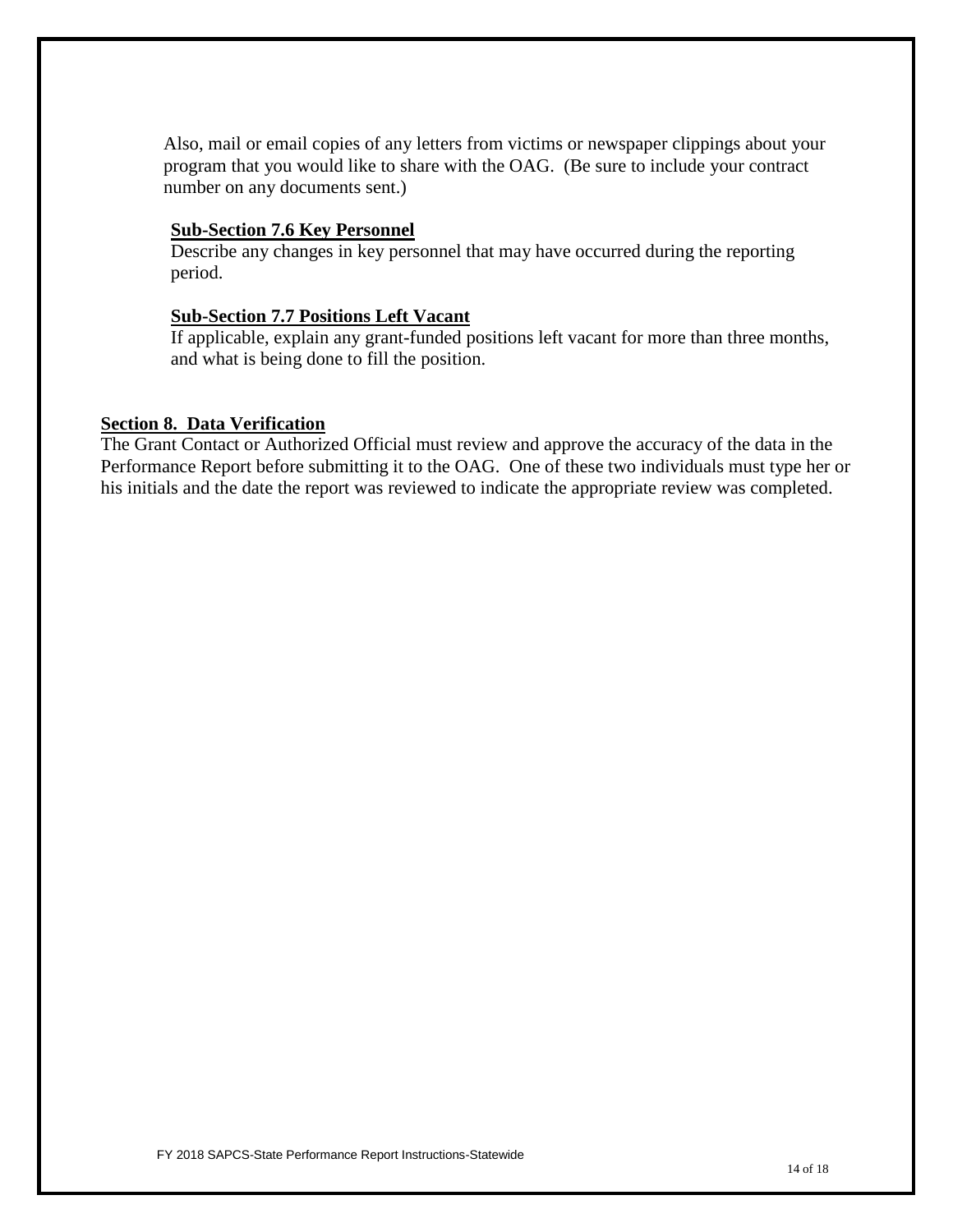Also, mail or email copies of any letters from victims or newspaper clippings about your program that you would like to share with the OAG. (Be sure to include your contract number on any documents sent.)

### Sub-Section 7.6 Key Personnel

Describe any changes in key personnel that may have occurred during the reporting period.

### Sub-Section 7.7 Positions Left Vacant

If applicable, explain any grant-funded positions left vacant for more than three months, and what is being done to fill the position.

## Section 8. Data Verification

The Grant Contact or Authorized Official must review and approve the accuracy of the data in the Performance Report before submitting it to the OAG. One of these two individuals must type her or his initials and the date the report was reviewed to indicate the appropriate review was completed.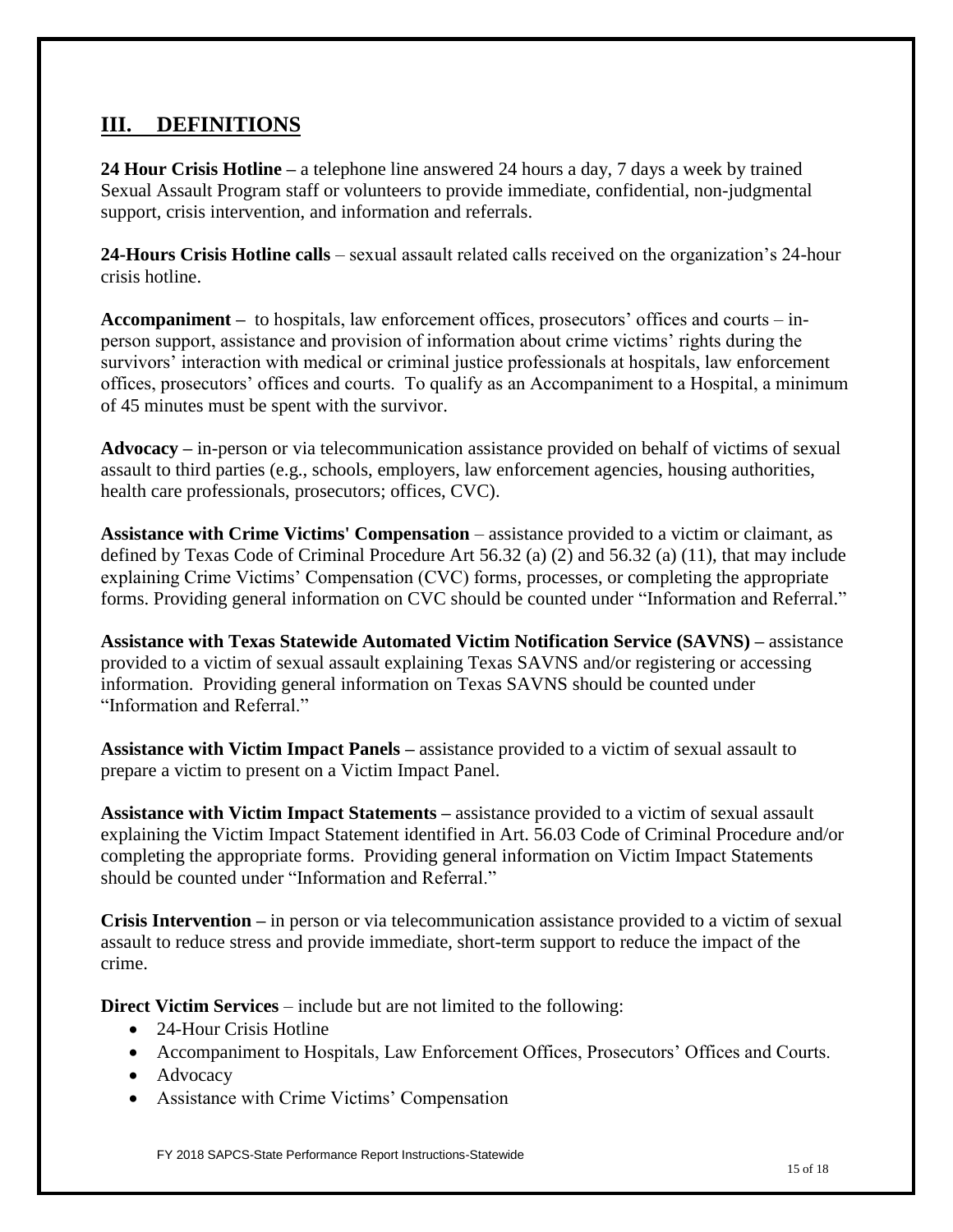## III. DEFINITIONS

**24 Hour Crisis Hotline –** a telephone line answered 24 hours a day, 7 days a week by trained Sexual Assault Program staff or volunteers to provide immediate, confidential, non-judgmental support, crisis intervention, and information and referrals.

**24-Hours Crisis Hotline calls** – sexual assault related calls received on the organization's 24-hour crisis hotline.

**Accompaniment –** to hospitals, law enforcement offices, prosecutors' offices and courts – in-person support, assistance and provision of information about crime victims' rights during the survivors' interaction with medical or criminal justice professionals at hospitals, law enforcement offices, prosecutors' offices and courts. To qualify as an Accompaniment to a Hospital, a minimum of 45 minutes must be spent with the survivor.

**Advocacy –** in-person or via telecommunication assistance provided on behalf of victims of sexual assault to third parties (e.g., schools, employers, law enforcement agencies, housing authorities, health care professionals, prosecutors; offices, CVC).

**Assistance with Crime Victims' Compensation** – assistance provided to a victim or claimant, as defined by Texas Code of Criminal Procedure Art 56.32 (a) (2) and 56.32 (a) (11), that may include explaining Crime Victims' Compensation (CVC) forms, processes, or completing the appropriate forms. Providing general information on CVC should be counted under "Information and Referral."

**Assistance with Texas Statewide Automated Victim Notification Service (SAVNS) –** assistance provided to a victim of sexual assault explaining Texas SAVNS and/or registering or accessing information. Providing general information on Texas SAVNS should be counted under "Information and Referral."

**Assistance with Victim Impact Panels –** assistance provided to a victim of sexual assault to prepare a victim to present on a Victim Impact Panel.

**Assistance with Victim Impact Statements –** assistance provided to a victim of sexual assault explaining the Victim Impact Statement identified in Art. 56.03 Code of Criminal Procedure and/or completing the appropriate forms. Providing general information on Victim Impact Statements should be counted under "Information and Referral."

**Crisis Intervention –** in person or via telecommunication assistance provided to a victim of sexual assault to reduce stress and provide immediate, short-term support to reduce the impact of the crime.

**Direct Victim Services** – include but are not limited to the following:

- 24-Hour Crisis Hotline
- Accompaniment to Hospitals, Law Enforcement Offices, Prosecutors' Offices and Courts.
- Advocacy
- Assistance with Crime Victims' Compensation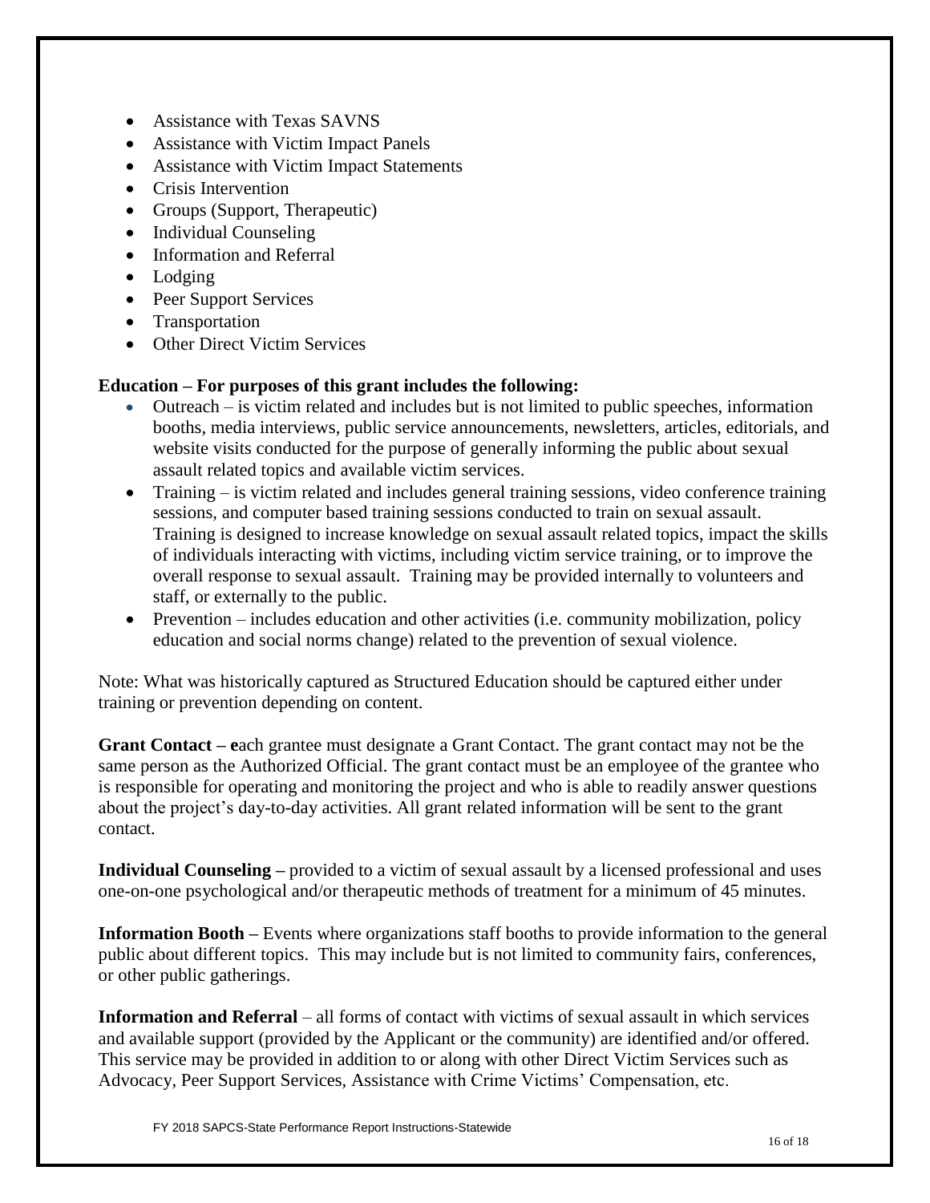- Assistance with Texas SAVNS
- Assistance with Victim Impact Panels
- Assistance with Victim Impact Statements
- Crisis Intervention
- Groups (Support, Therapeutic)
- Individual Counseling
- Information and Referral
- Lodging
- Peer Support Services
- Transportation
- Other Direct Victim Services

**Education – For purposes of this grant includes the following:**

- Outreach – is victim related and includes but is not limited to public speeches, information booths, media interviews, public service announcements, newsletters, articles, editorials, and website visits conducted for the purpose of generally informing the public about sexual assault related topics and available victim services.
- Training – is victim related and includes general training sessions, video conference training sessions, and computer based training sessions conducted to train on sexual assault. Training is designed to increase knowledge on sexual assault related topics, impact the skills of individuals interacting with victims, including victim service training, or to improve the overall response to sexual assault. Training may be provided internally to volunteers and staff, or externally to the public.
- Prevention – includes education and other activities (i.e. community mobilization, policy education and social norms change) related to the prevention of sexual violence.

Note: What was historically captured as Structured Education should be captured either under training or prevention depending on content.

**Grant Contact – e**ach grantee must designate a Grant Contact. The grant contact may not be the same person as the Authorized Official. The grant contact must be an employee of the grantee who is responsible for operating and monitoring the project and who is able to readily answer questions about the project's day-to-day activities. All grant related information will be sent to the grant contact.

**Individual Counseling –** provided to a victim of sexual assault by a licensed professional and uses one-on-one psychological and/or therapeutic methods of treatment for a minimum of 45 minutes.

**Information Booth –** Events where organizations staff booths to provide information to the general public about different topics. This may include but is not limited to community fairs, conferences, or other public gatherings.

**Information and Referral** – all forms of contact with victims of sexual assault in which services and available support (provided by the Applicant or the community) are identified and/or offered. This service may be provided in addition to or along with other Direct Victim Services such as Advocacy, Peer Support Services, Assistance with Crime Victims' Compensation, etc.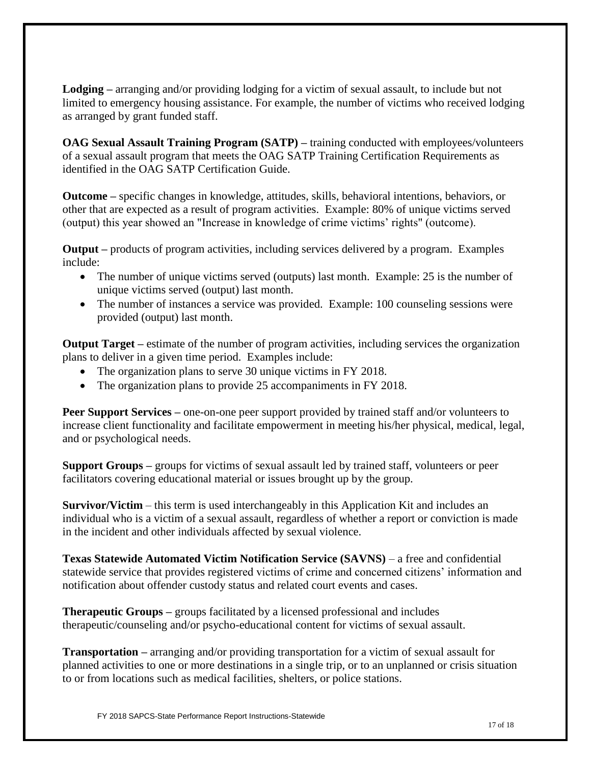**Lodging –** arranging and/or providing lodging for a victim of sexual assault, to include but not limited to emergency housing assistance. For example, the number of victims who received lodging as arranged by grant funded staff.

**OAG Sexual Assault Training Program (SATP) –** training conducted with employees/volunteers of a sexual assault program that meets the OAG SATP Training Certification Requirements as identified in the OAG SATP Certification Guide.

**Outcome –** specific changes in knowledge, attitudes, skills, behavioral intentions, behaviors, or other that are expected as a result of program activities. Example: 80% of unique victims served (output) this year showed an "Increase in knowledge of crime victims' rights" (outcome).

**Output –** products of program activities, including services delivered by a program. Examples include:

- The number of unique victims served (outputs) last month. Example: 25 is the number of unique victims served (output) last month.
- The number of instances a service was provided. Example: 100 counseling sessions were provided (output) last month.

**Output Target –** estimate of the number of program activities, including services the organization plans to deliver in a given time period. Examples include:

- The organization plans to serve 30 unique victims in FY 2018.
- The organization plans to provide 25 accompaniments in FY 2018.

**Peer Support Services –** one-on-one peer support provided by trained staff and/or volunteers to increase client functionality and facilitate empowerment in meeting his/her physical, medical, legal, and or psychological needs.

**Support Groups –** groups for victims of sexual assault led by trained staff, volunteers or peer facilitators covering educational material or issues brought up by the group.

**Survivor/Victim** – this term is used interchangeably in this Application Kit and includes an individual who is a victim of a sexual assault, regardless of whether a report or conviction is made in the incident and other individuals affected by sexual violence.

**Texas Statewide Automated Victim Notification Service (SAVNS)** – a free and confidential statewide service that provides registered victims of crime and concerned citizens' information and notification about offender custody status and related court events and cases.

**Therapeutic Groups –** groups facilitated by a licensed professional and includes therapeutic/counseling and/or psycho-educational content for victims of sexual assault.

**Transportation –** arranging and/or providing transportation for a victim of sexual assault for planned activities to one or more destinations in a single trip, or to an unplanned or crisis situation to or from locations such as medical facilities, shelters, or police stations.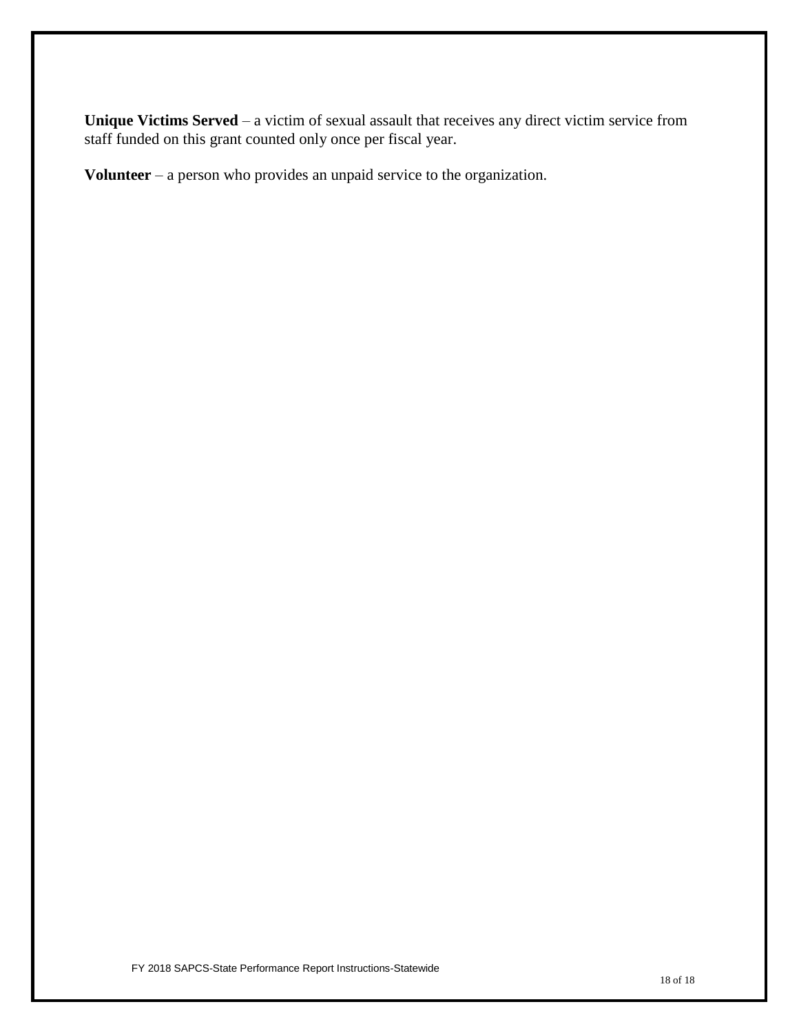**Unique Victims Served** – a victim of sexual assault that receives any direct victim service from staff funded on this grant counted only once per fiscal year.

**Volunteer** – a person who provides an unpaid service to the organization.